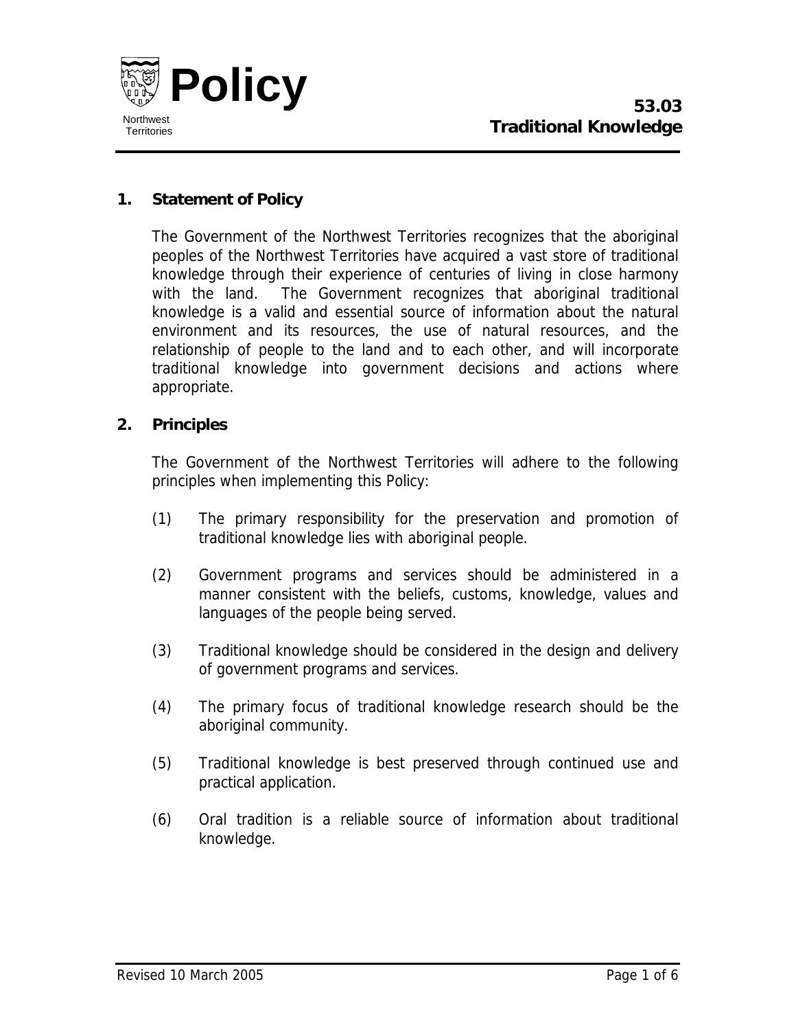# Policy

Northwest Territories

## 53.03 Traditional Knowledge

### 1. Statement of Policy

The Government of the Northwest Territories recognizes that the aboriginal peoples of the Northwest Territories have acquired a vast store of traditional knowledge through their experience of centuries of living in close harmony with the land. The Government recognizes that aboriginal traditional knowledge is a valid and essential source of information about the natural environment and its resources, the use of natural resources, and the relationship of people to the land and to each other, and will incorporate traditional knowledge into government decisions and actions where appropriate.

### 2. Principles

The Government of the Northwest Territories will adhere to the following principles when implementing this Policy:

(1) The primary responsibility for the preservation and promotion of traditional knowledge lies with aboriginal people.

(2) Government programs and services should be administered in a manner consistent with the beliefs, customs, knowledge, values and languages of the people being served.

(3) Traditional knowledge should be considered in the design and delivery of government programs and services.

(4) The primary focus of traditional knowledge research should be the aboriginal community.

(5) Traditional knowledge is best preserved through continued use and practical application.

(6) Oral tradition is a reliable source of information about traditional knowledge.

Revised 10 March 2005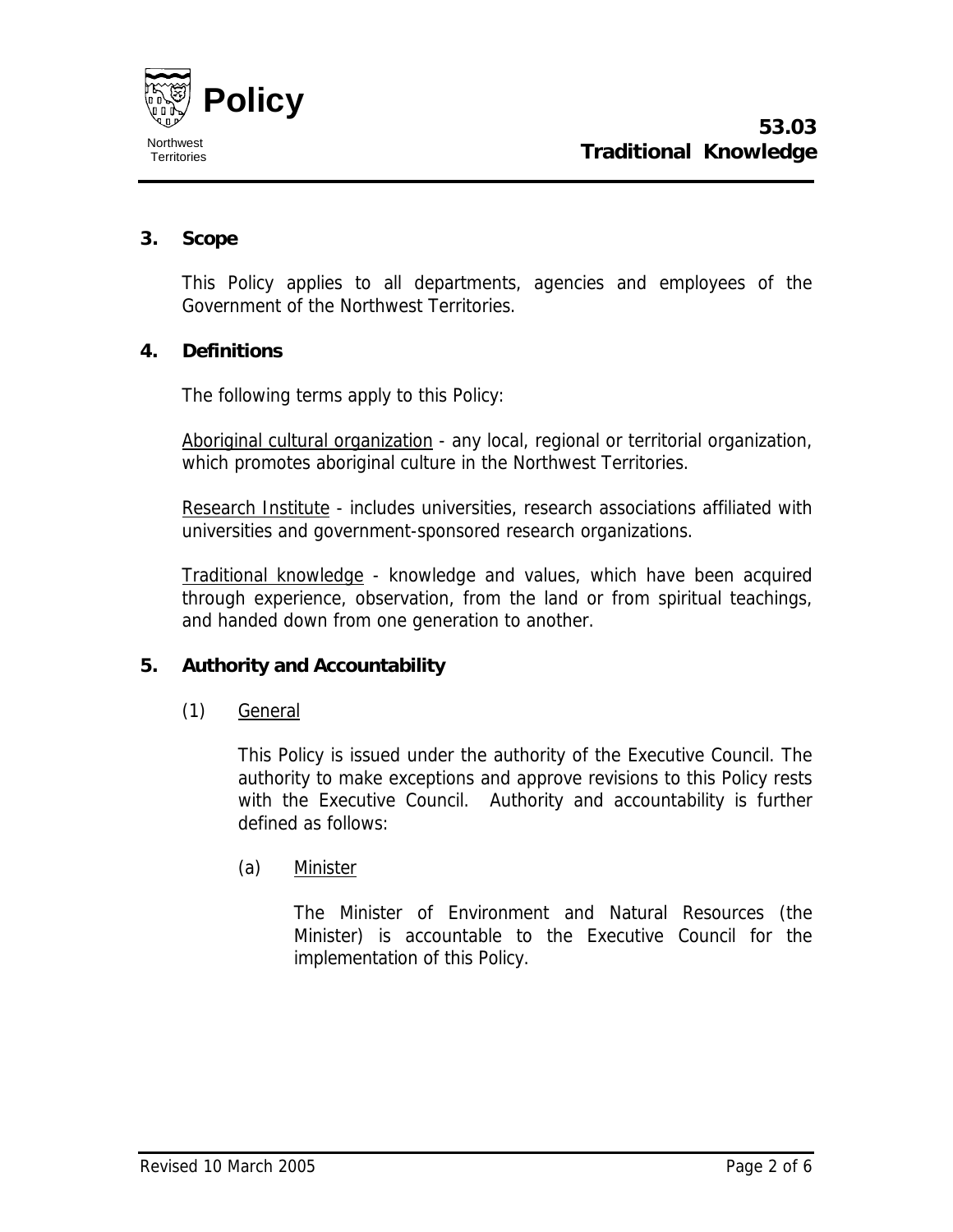## 3. Scope

This Policy applies to all departments, agencies and employees of the Government of the Northwest Territories.

## 4. Definitions

The following terms apply to this Policy:

Aboriginal cultural organization - any local, regional or territorial organization, which promotes aboriginal culture in the Northwest Territories.

Research Institute - includes universities, research associations affiliated with universities and government-sponsored research organizations.

Traditional knowledge - knowledge and values, which have been acquired through experience, observation, from the land or from spiritual teachings, and handed down from one generation to another.

## 5. Authority and Accountability

(1) General

This Policy is issued under the authority of the Executive Council. The authority to make exceptions and approve revisions to this Policy rests with the Executive Council. Authority and accountability is further defined as follows:

(a) Minister

The Minister of Environment and Natural Resources (the Minister) is accountable to the Executive Council for the implementation of this Policy.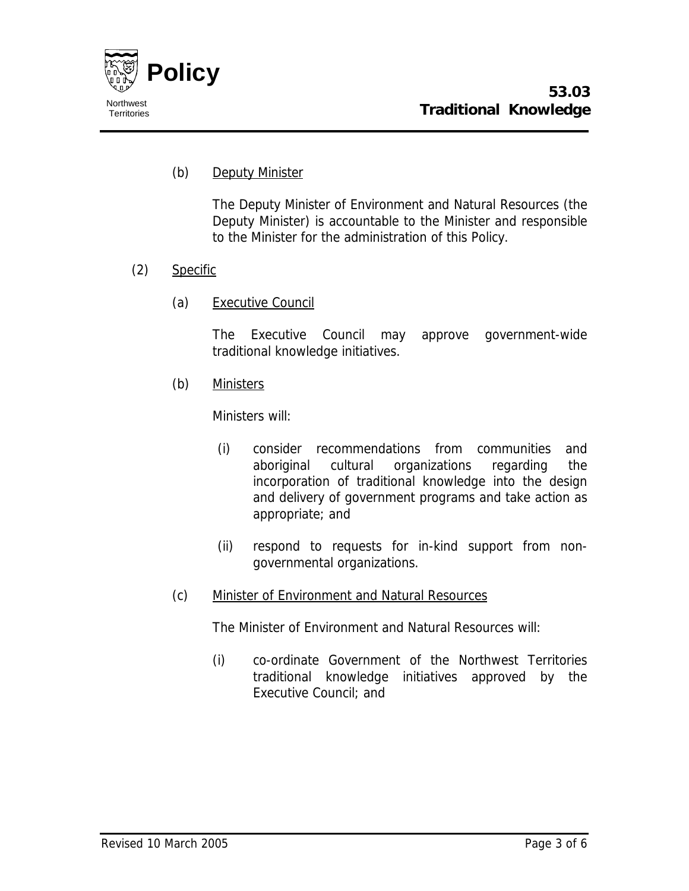(b) <u>Deputy Minister</u>

The Deputy Minister of Environment and Natural Resources (the Deputy Minister) is accountable to the Minister and responsible to the Minister for the administration of this Policy.

(2) <u>Specific</u>

(a) <u>Executive Council</u>

The Executive Council may approve government-wide traditional knowledge initiatives.

(b) <u>Ministers</u>

Ministers will:

(i) consider recommendations from communities and aboriginal cultural organizations regarding the incorporation of traditional knowledge into the design and delivery of government programs and take action as appropriate; and

(ii) respond to requests for in-kind support from non-governmental organizations.

(c) <u>Minister of Environment and Natural Resources</u>

The Minister of Environment and Natural Resources will:

(i) co-ordinate Government of the Northwest Territories traditional knowledge initiatives approved by the Executive Council; and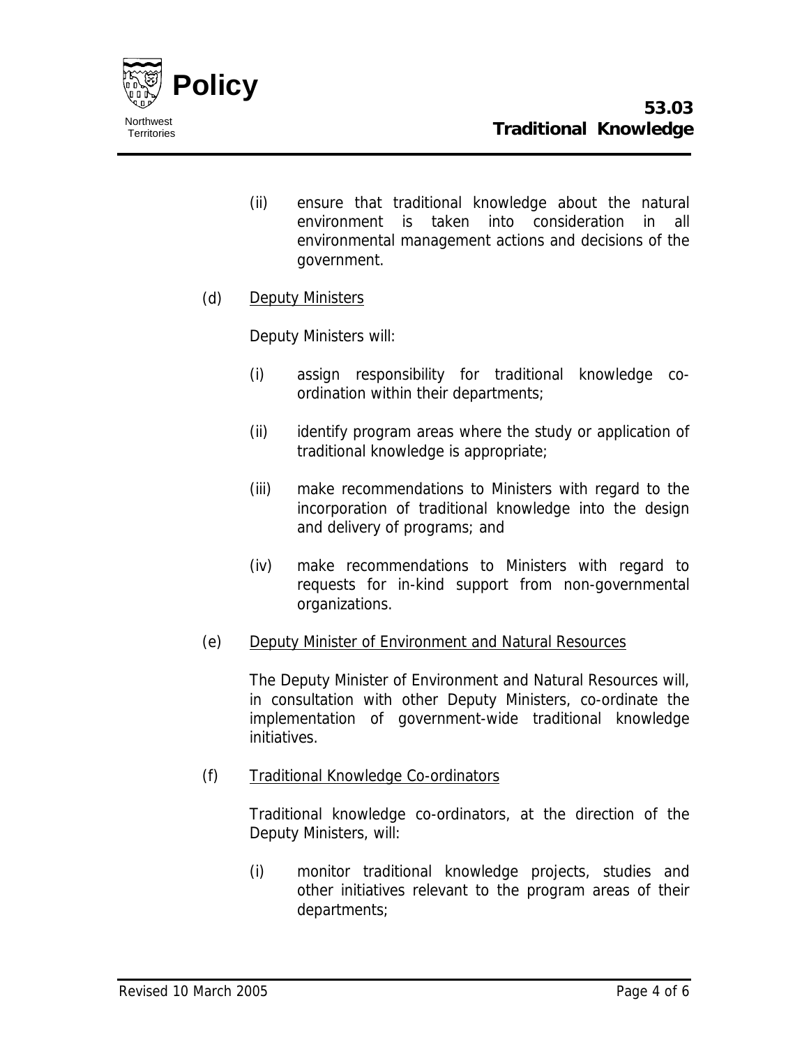(ii) ensure that traditional knowledge about the natural environment is taken into consideration in all environmental management actions and decisions of the government.

(d) Deputy Ministers

Deputy Ministers will:

(i) assign responsibility for traditional knowledge co-ordination within their departments;

(ii) identify program areas where the study or application of traditional knowledge is appropriate;

(iii) make recommendations to Ministers with regard to the incorporation of traditional knowledge into the design and delivery of programs; and

(iv) make recommendations to Ministers with regard to requests for in-kind support from non-governmental organizations.

(e) Deputy Minister of Environment and Natural Resources

The Deputy Minister of Environment and Natural Resources will, in consultation with other Deputy Ministers, co-ordinate the implementation of government-wide traditional knowledge initiatives.

(f) Traditional Knowledge Co-ordinators

Traditional knowledge co-ordinators, at the direction of the Deputy Ministers, will:

(i) monitor traditional knowledge projects, studies and other initiatives relevant to the program areas of their departments;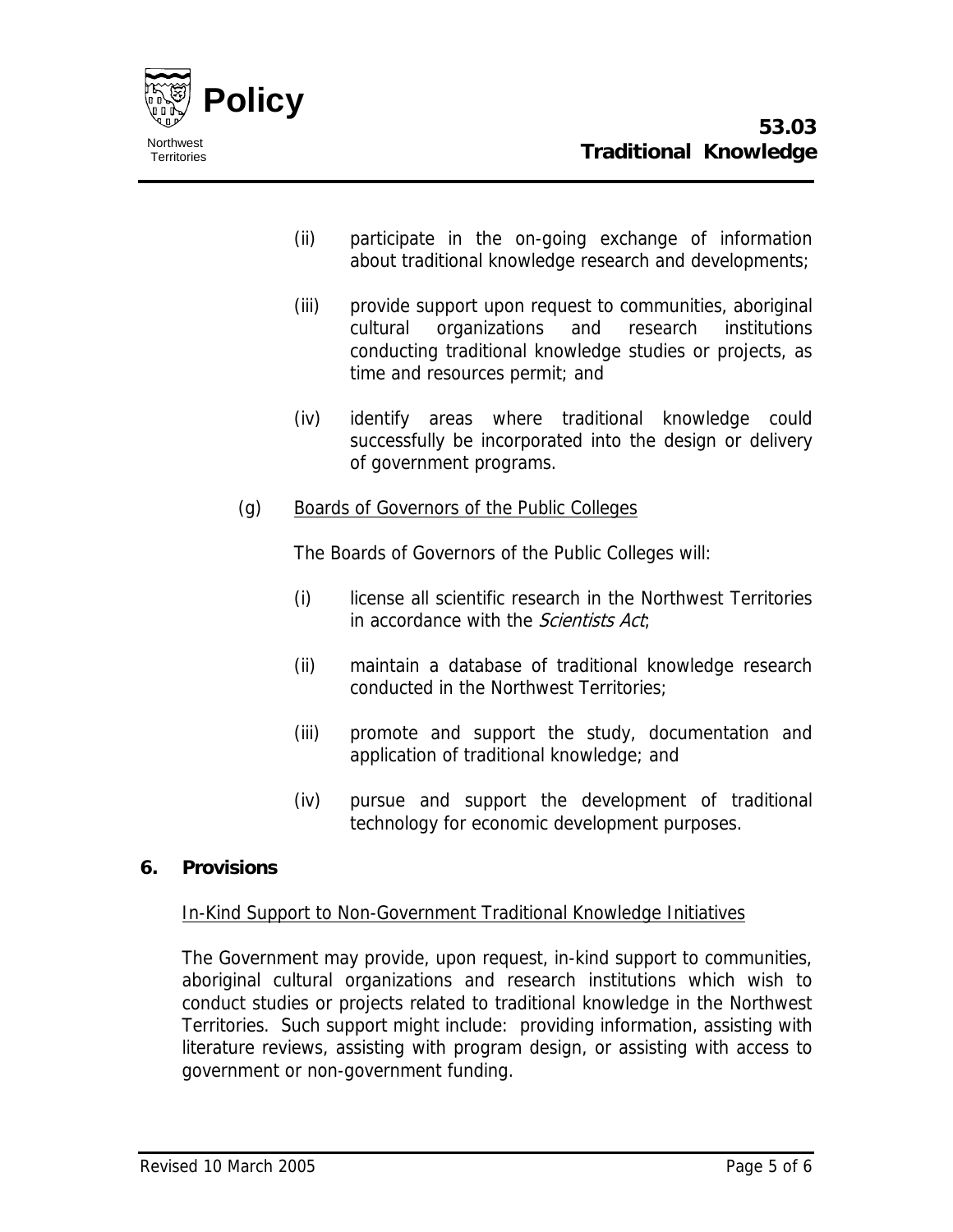(ii) participate in the on-going exchange of information about traditional knowledge research and developments;

(iii) provide support upon request to communities, aboriginal cultural organizations and research institutions conducting traditional knowledge studies or projects, as time and resources permit; and

(iv) identify areas where traditional knowledge could successfully be incorporated into the design or delivery of government programs.

(g) Boards of Governors of the Public Colleges

The Boards of Governors of the Public Colleges will:

(i) license all scientific research in the Northwest Territories in accordance with the *Scientists Act*;

(ii) maintain a database of traditional knowledge research conducted in the Northwest Territories;

(iii) promote and support the study, documentation and application of traditional knowledge; and

(iv) pursue and support the development of traditional technology for economic development purposes.

## 6. Provisions

In-Kind Support to Non-Government Traditional Knowledge Initiatives

The Government may provide, upon request, in-kind support to communities, aboriginal cultural organizations and research institutions which wish to conduct studies or projects related to traditional knowledge in the Northwest Territories. Such support might include: providing information, assisting with literature reviews, assisting with program design, or assisting with access to government or non-government funding.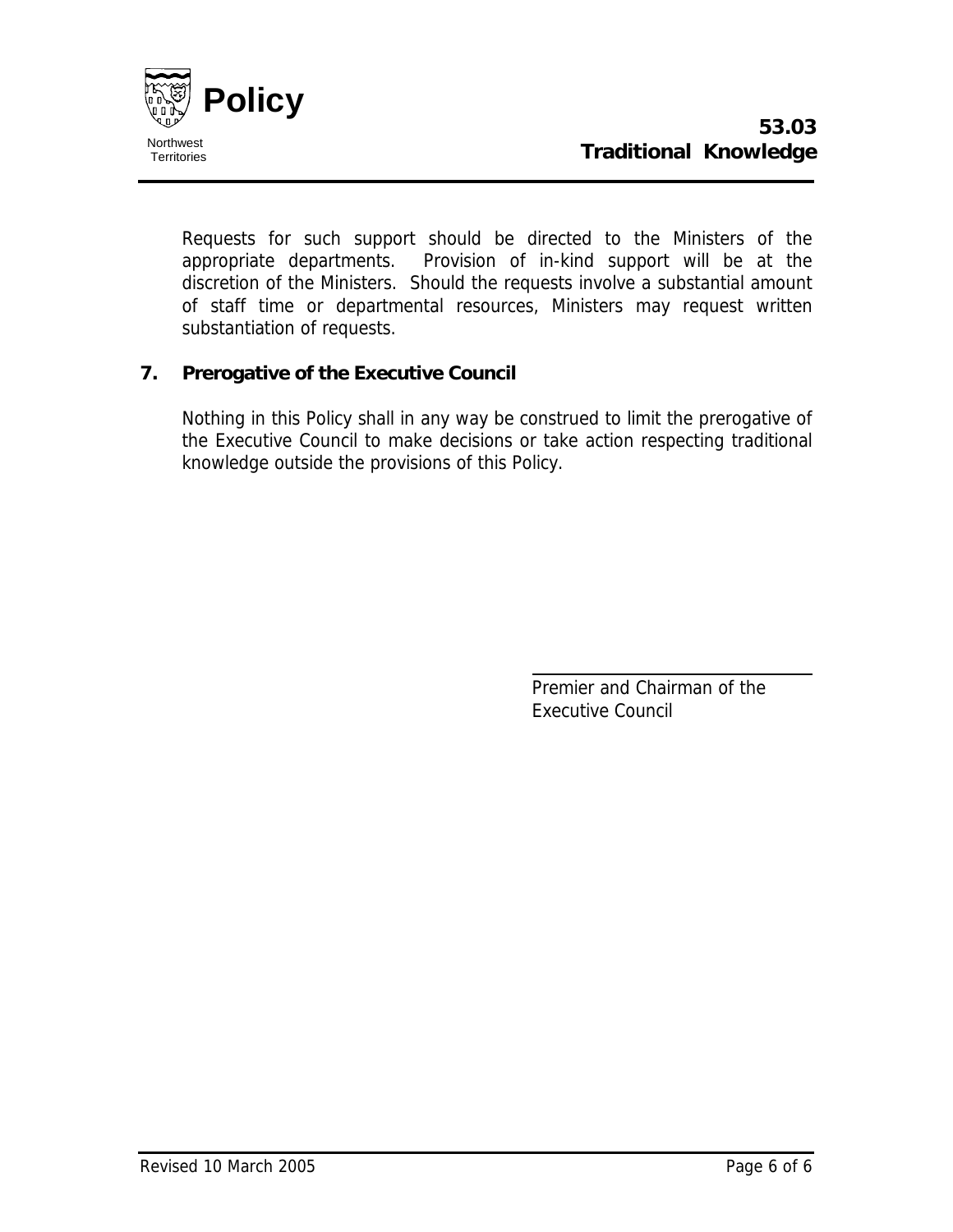Requests for such support should be directed to the Ministers of the appropriate departments. Provision of in-kind support will be at the discretion of the Ministers. Should the requests involve a substantial amount of staff time or departmental resources, Ministers may request written substantiation of requests.

## 7. Prerogative of the Executive Council

Nothing in this Policy shall in any way be construed to limit the prerogative of the Executive Council to make decisions or take action respecting traditional knowledge outside the provisions of this Policy.

Premier and Chairman of the Executive Council